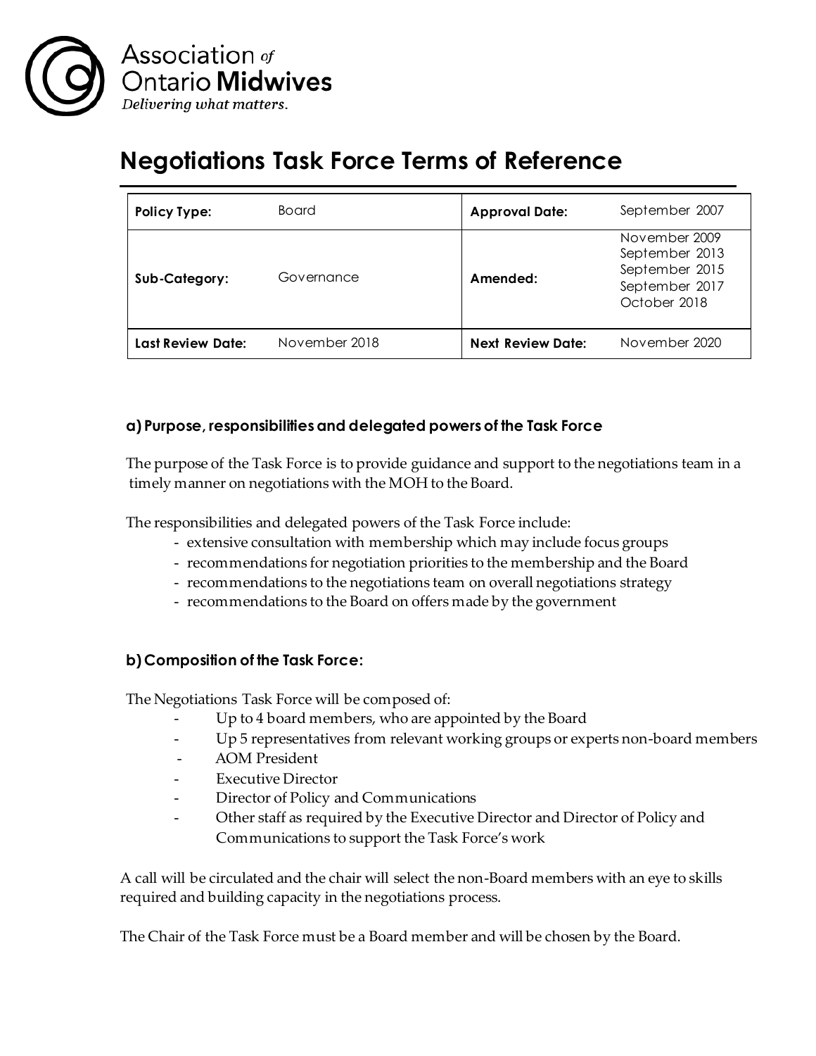Association of Ontario **Midwives**
*Delivering what matters.*

# Negotiations Task Force Terms of Reference

| **Policy Type:** | Board | **Approval Date:** | September 2007 |
|---|---|---|---|
| **Sub-Category:** | Governance | **Amended:** | November 2009<br>September 2013<br>September 2015<br>September 2017<br>October 2018 |
| **Last Review Date:** | November 2018 | **Next Review Date:** | November 2020 |

### a) Purpose, responsibilities and delegated powers of the Task Force

The purpose of the Task Force is to provide guidance and support to the negotiations team in a timely manner on negotiations with the MOH to the Board.

The responsibilities and delegated powers of the Task Force include:

- extensive consultation with membership which may include focus groups
- recommendations for negotiation priorities to the membership and the Board
- recommendations to the negotiations team on overall negotiations strategy
- recommendations to the Board on offers made by the government

### b) Composition of the Task Force:

The Negotiations Task Force will be composed of:

- Up to 4 board members, who are appointed by the Board
- Up 5 representatives from relevant working groups or experts non-board members
- AOM President
- Executive Director
- Director of Policy and Communications
- Other staff as required by the Executive Director and Director of Policy and Communications to support the Task Force's work

A call will be circulated and the chair will select the non-Board members with an eye to skills required and building capacity in the negotiations process.

The Chair of the Task Force must be a Board member and will be chosen by the Board.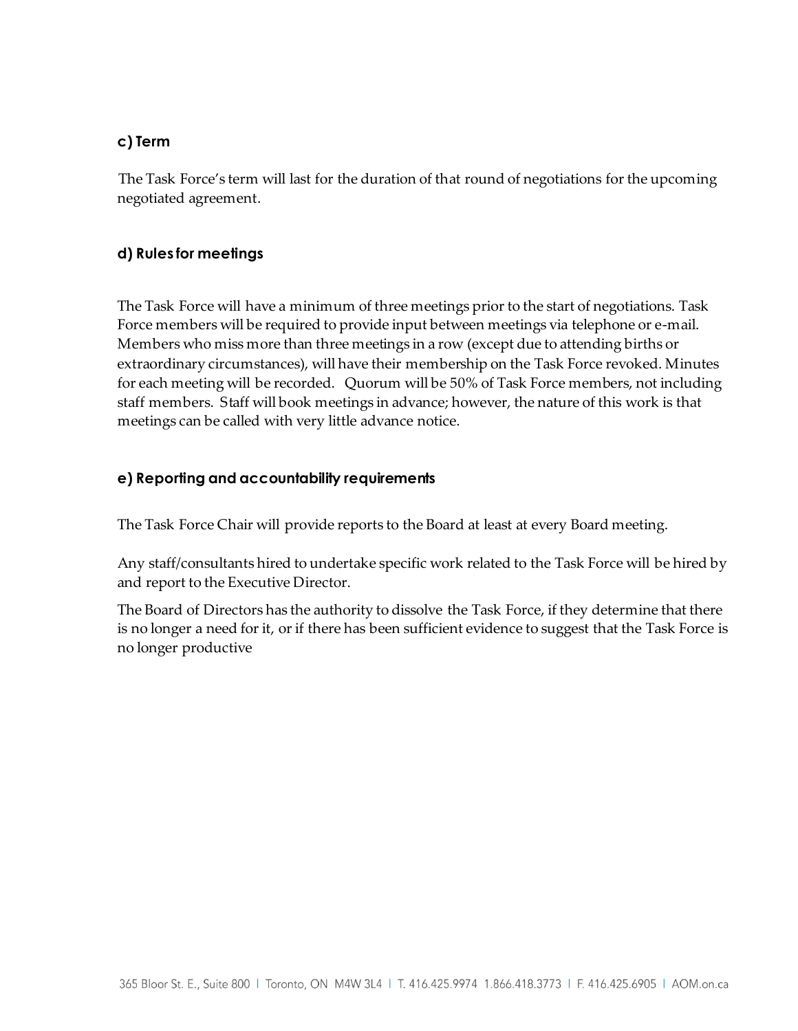### c) Term

The Task Force's term will last for the duration of that round of negotiations for the upcoming negotiated agreement.

### d) Rules for meetings

The Task Force will have a minimum of three meetings prior to the start of negotiations. Task Force members will be required to provide input between meetings via telephone or e-mail. Members who miss more than three meetings in a row (except due to attending births or extraordinary circumstances), will have their membership on the Task Force revoked. Minutes for each meeting will be recorded. Quorum will be 50% of Task Force members, not including staff members. Staff will book meetings in advance; however, the nature of this work is that meetings can be called with very little advance notice.

### e) Reporting and accountability requirements

The Task Force Chair will provide reports to the Board at least at every Board meeting.

Any staff/consultants hired to undertake specific work related to the Task Force will be hired by and report to the Executive Director.

The Board of Directors has the authority to dissolve the Task Force, if they determine that there is no longer a need for it, or if there has been sufficient evidence to suggest that the Task Force is no longer productive